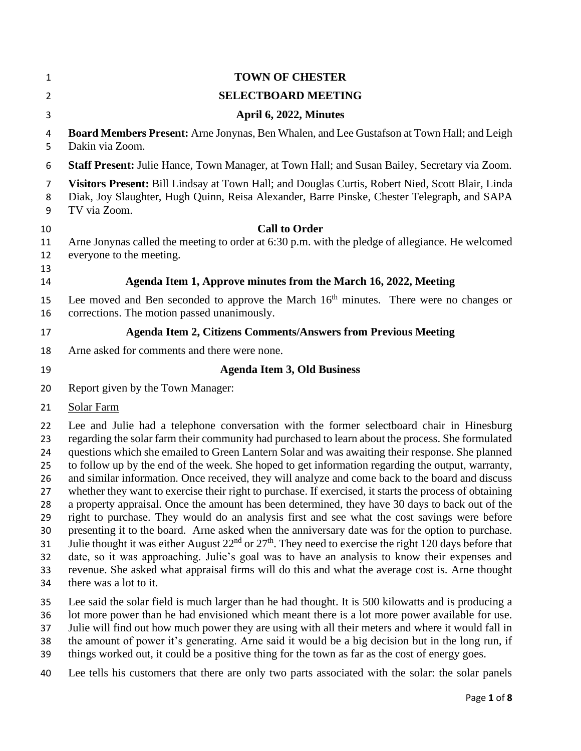# TOWN OF CHESTER

## SELECTBOARD MEETING

## April 6, 2022, Minutes

**Board Members Present:** Arne Jonynas, Ben Whalen, and Lee Gustafson at Town Hall; and Leigh Dakin via Zoom.

**Staff Present:** Julie Hance, Town Manager, at Town Hall; and Susan Bailey, Secretary via Zoom.

**Visitors Present:** Bill Lindsay at Town Hall; and Douglas Curtis, Robert Nied, Scott Blair, Linda Diak, Joy Slaughter, Hugh Quinn, Reisa Alexander, Barre Pinske, Chester Telegraph, and SAPA TV via Zoom.

### Call to Order

Arne Jonynas called the meeting to order at 6:30 p.m. with the pledge of allegiance. He welcomed everyone to the meeting.

### Agenda Item 1, Approve minutes from the March 16, 2022, Meeting

Lee moved and Ben seconded to approve the March 16th minutes. There were no changes or corrections. The motion passed unanimously.

### Agenda Item 2, Citizens Comments/Answers from Previous Meeting

Arne asked for comments and there were none.

### Agenda Item 3, Old Business

Report given by the Town Manager:

Solar Farm

Lee and Julie had a telephone conversation with the former selectboard chair in Hinesburg regarding the solar farm their community had purchased to learn about the process. She formulated questions which she emailed to Green Lantern Solar and was awaiting their response. She planned to follow up by the end of the week. She hoped to get information regarding the output, warranty, and similar information. Once received, they will analyze and come back to the board and discuss whether they want to exercise their right to purchase. If exercised, it starts the process of obtaining a property appraisal. Once the amount has been determined, they have 30 days to back out of the right to purchase. They would do an analysis first and see what the cost savings were before presenting it to the board. Arne asked when the anniversary date was for the option to purchase. Julie thought it was either August 22nd or 27th. They need to exercise the right 120 days before that date, so it was approaching. Julie's goal was to have an analysis to know their expenses and revenue. She asked what appraisal firms will do this and what the average cost is. Arne thought there was a lot to it.

Lee said the solar field is much larger than he had thought. It is 500 kilowatts and is producing a lot more power than he had envisioned which meant there is a lot more power available for use. Julie will find out how much power they are using with all their meters and where it would fall in the amount of power it's generating. Arne said it would be a big decision but in the long run, if things worked out, it could be a positive thing for the town as far as the cost of energy goes.

Lee tells his customers that there are only two parts associated with the solar: the solar panels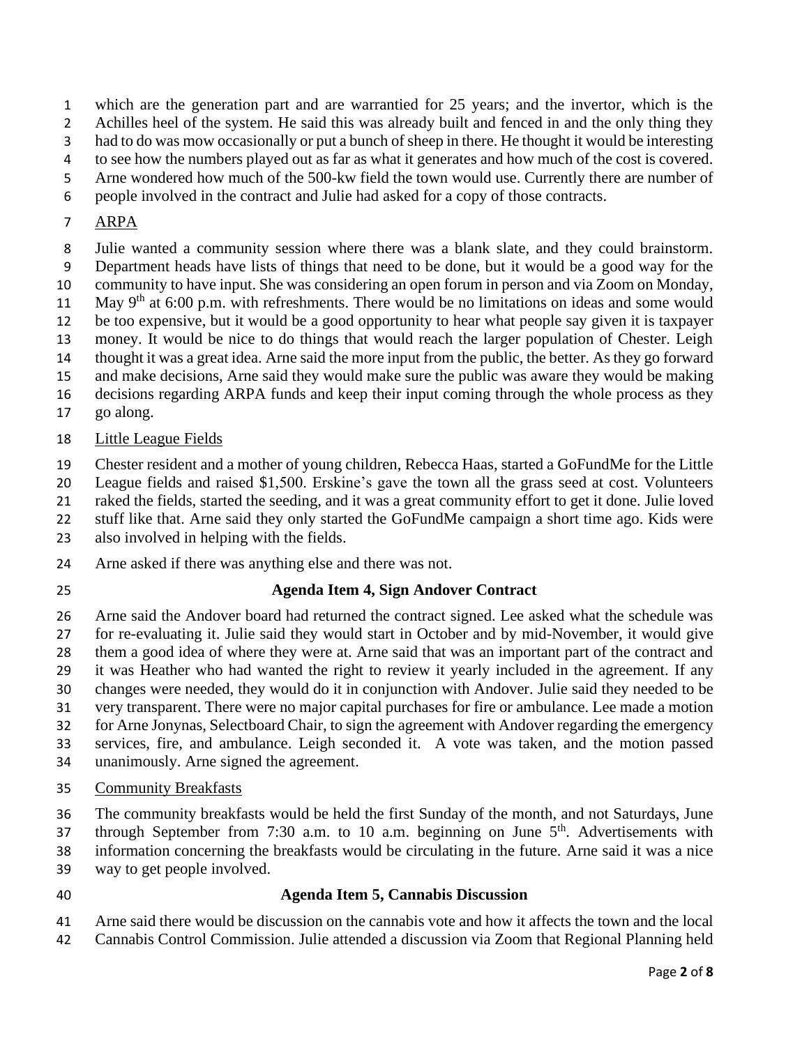which are the generation part and are warrantied for 25 years; and the invertor, which is the Achilles heel of the system. He said this was already built and fenced in and the only thing they had to do was mow occasionally or put a bunch of sheep in there. He thought it would be interesting to see how the numbers played out as far as what it generates and how much of the cost is covered. Arne wondered how much of the 500-kw field the town would use. Currently there are number of people involved in the contract and Julie had asked for a copy of those contracts.

ARPA

Julie wanted a community session where there was a blank slate, and they could brainstorm. Department heads have lists of things that need to be done, but it would be a good way for the community to have input. She was considering an open forum in person and via Zoom on Monday, May 9th at 6:00 p.m. with refreshments. There would be no limitations on ideas and some would be too expensive, but it would be a good opportunity to hear what people say given it is taxpayer money. It would be nice to do things that would reach the larger population of Chester. Leigh thought it was a great idea. Arne said the more input from the public, the better. As they go forward and make decisions, Arne said they would make sure the public was aware they would be making decisions regarding ARPA funds and keep their input coming through the whole process as they go along.

Little League Fields

Chester resident and a mother of young children, Rebecca Haas, started a GoFundMe for the Little League fields and raised $1,500. Erskine's gave the town all the grass seed at cost. Volunteers raked the fields, started the seeding, and it was a great community effort to get it done. Julie loved stuff like that. Arne said they only started the GoFundMe campaign a short time ago. Kids were also involved in helping with the fields.

Arne asked if there was anything else and there was not.

**Agenda Item 4, Sign Andover Contract**

Arne said the Andover board had returned the contract signed. Lee asked what the schedule was for re-evaluating it. Julie said they would start in October and by mid-November, it would give them a good idea of where they were at. Arne said that was an important part of the contract and it was Heather who had wanted the right to review it yearly included in the agreement. If any changes were needed, they would do it in conjunction with Andover. Julie said they needed to be very transparent. There were no major capital purchases for fire or ambulance. Lee made a motion for Arne Jonynas, Selectboard Chair, to sign the agreement with Andover regarding the emergency services, fire, and ambulance. Leigh seconded it. A vote was taken, and the motion passed unanimously. Arne signed the agreement.

Community Breakfasts

The community breakfasts would be held the first Sunday of the month, and not Saturdays, June through September from 7:30 a.m. to 10 a.m. beginning on June 5th. Advertisements with information concerning the breakfasts would be circulating in the future. Arne said it was a nice way to get people involved.

**Agenda Item 5, Cannabis Discussion**

Arne said there would be discussion on the cannabis vote and how it affects the town and the local Cannabis Control Commission. Julie attended a discussion via Zoom that Regional Planning held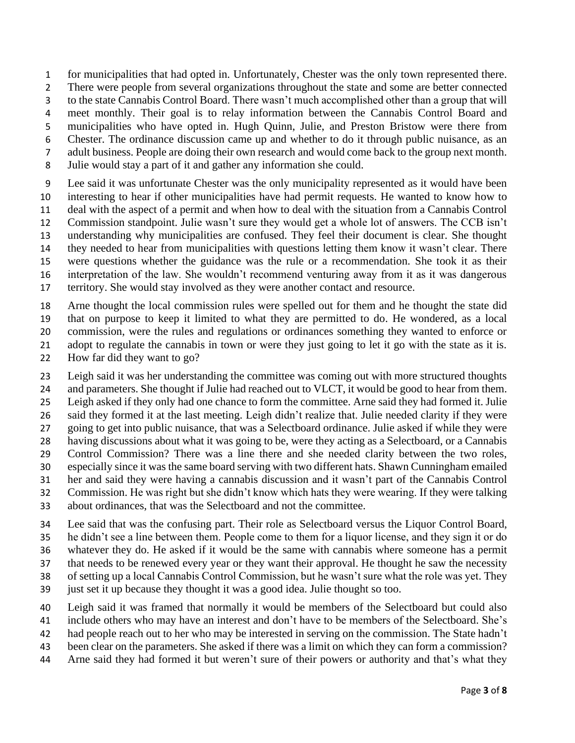for municipalities that had opted in. Unfortunately, Chester was the only town represented there. There were people from several organizations throughout the state and some are better connected to the state Cannabis Control Board. There wasn't much accomplished other than a group that will meet monthly. Their goal is to relay information between the Cannabis Control Board and municipalities who have opted in. Hugh Quinn, Julie, and Preston Bristow were there from Chester. The ordinance discussion came up and whether to do it through public nuisance, as an adult business. People are doing their own research and would come back to the group next month. Julie would stay a part of it and gather any information she could.

Lee said it was unfortunate Chester was the only municipality represented as it would have been interesting to hear if other municipalities have had permit requests. He wanted to know how to deal with the aspect of a permit and when how to deal with the situation from a Cannabis Control Commission standpoint. Julie wasn't sure they would get a whole lot of answers. The CCB isn't understanding why municipalities are confused. They feel their document is clear. She thought they needed to hear from municipalities with questions letting them know it wasn't clear. There were questions whether the guidance was the rule or a recommendation. She took it as their interpretation of the law. She wouldn't recommend venturing away from it as it was dangerous territory. She would stay involved as they were another contact and resource.

Arne thought the local commission rules were spelled out for them and he thought the state did that on purpose to keep it limited to what they are permitted to do. He wondered, as a local commission, were the rules and regulations or ordinances something they wanted to enforce or adopt to regulate the cannabis in town or were they just going to let it go with the state as it is. How far did they want to go?

Leigh said it was her understanding the committee was coming out with more structured thoughts and parameters. She thought if Julie had reached out to VLCT, it would be good to hear from them. Leigh asked if they only had one chance to form the committee. Arne said they had formed it. Julie said they formed it at the last meeting. Leigh didn't realize that. Julie needed clarity if they were going to get into public nuisance, that was a Selectboard ordinance. Julie asked if while they were having discussions about what it was going to be, were they acting as a Selectboard, or a Cannabis Control Commission? There was a line there and she needed clarity between the two roles, especially since it was the same board serving with two different hats. Shawn Cunningham emailed her and said they were having a cannabis discussion and it wasn't part of the Cannabis Control Commission. He was right but she didn't know which hats they were wearing. If they were talking about ordinances, that was the Selectboard and not the committee.

Lee said that was the confusing part. Their role as Selectboard versus the Liquor Control Board, he didn't see a line between them. People come to them for a liquor license, and they sign it or do whatever they do. He asked if it would be the same with cannabis where someone has a permit that needs to be renewed every year or they want their approval. He thought he saw the necessity of setting up a local Cannabis Control Commission, but he wasn't sure what the role was yet. They just set it up because they thought it was a good idea. Julie thought so too.

Leigh said it was framed that normally it would be members of the Selectboard but could also include others who may have an interest and don't have to be members of the Selectboard. She's had people reach out to her who may be interested in serving on the commission. The State hadn't been clear on the parameters. She asked if there was a limit on which they can form a commission? Arne said they had formed it but weren't sure of their powers or authority and that's what they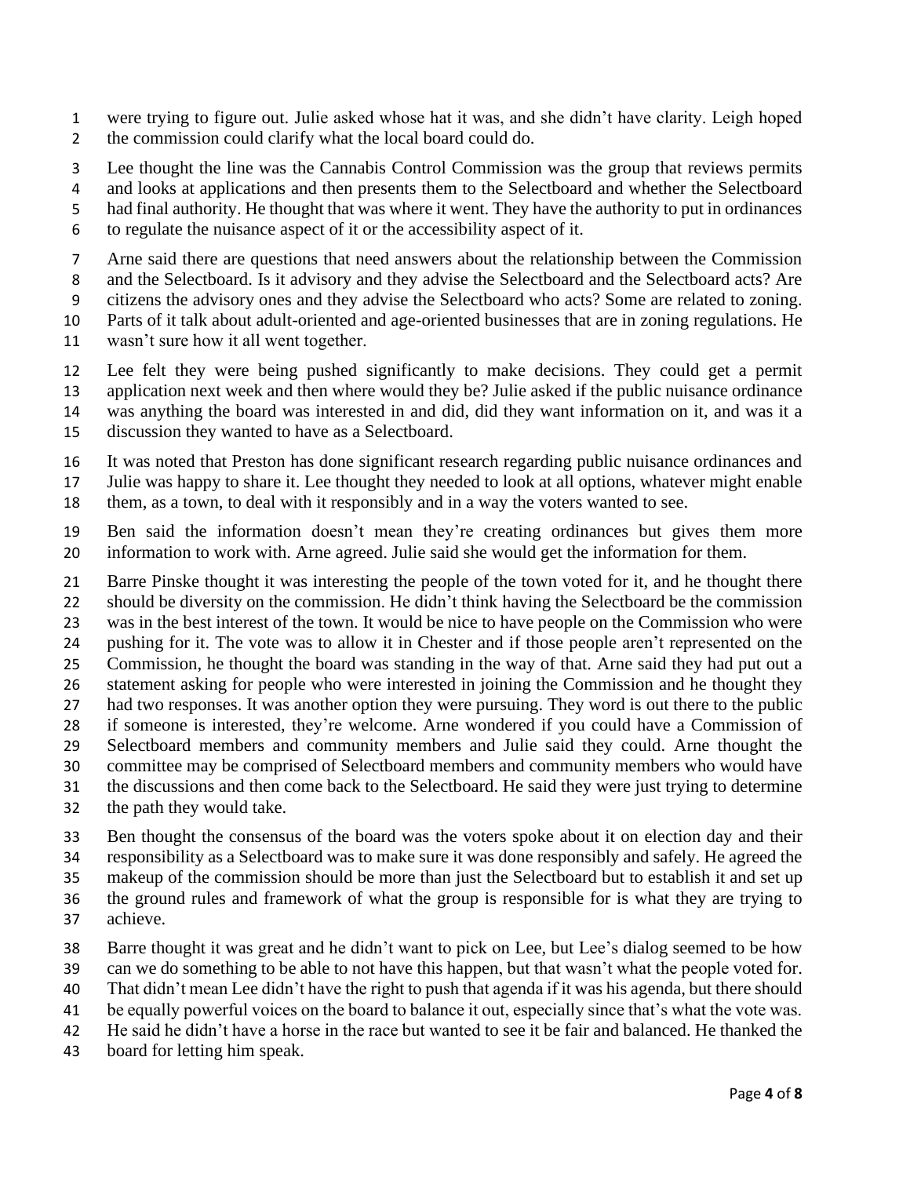were trying to figure out. Julie asked whose hat it was, and she didn't have clarity. Leigh hoped the commission could clarify what the local board could do.

Lee thought the line was the Cannabis Control Commission was the group that reviews permits and looks at applications and then presents them to the Selectboard and whether the Selectboard had final authority. He thought that was where it went. They have the authority to put in ordinances to regulate the nuisance aspect of it or the accessibility aspect of it.

Arne said there are questions that need answers about the relationship between the Commission and the Selectboard. Is it advisory and they advise the Selectboard and the Selectboard acts? Are citizens the advisory ones and they advise the Selectboard who acts? Some are related to zoning. Parts of it talk about adult-oriented and age-oriented businesses that are in zoning regulations. He wasn't sure how it all went together.

Lee felt they were being pushed significantly to make decisions. They could get a permit application next week and then where would they be? Julie asked if the public nuisance ordinance was anything the board was interested in and did, did they want information on it, and was it a discussion they wanted to have as a Selectboard.

It was noted that Preston has done significant research regarding public nuisance ordinances and Julie was happy to share it. Lee thought they needed to look at all options, whatever might enable them, as a town, to deal with it responsibly and in a way the voters wanted to see.

Ben said the information doesn't mean they're creating ordinances but gives them more information to work with. Arne agreed. Julie said she would get the information for them.

Barre Pinske thought it was interesting the people of the town voted for it, and he thought there should be diversity on the commission. He didn't think having the Selectboard be the commission was in the best interest of the town. It would be nice to have people on the Commission who were pushing for it. The vote was to allow it in Chester and if those people aren't represented on the Commission, he thought the board was standing in the way of that. Arne said they had put out a statement asking for people who were interested in joining the Commission and he thought they had two responses. It was another option they were pursuing. They word is out there to the public if someone is interested, they're welcome. Arne wondered if you could have a Commission of Selectboard members and community members and Julie said they could. Arne thought the committee may be comprised of Selectboard members and community members who would have the discussions and then come back to the Selectboard. He said they were just trying to determine the path they would take.

Ben thought the consensus of the board was the voters spoke about it on election day and their responsibility as a Selectboard was to make sure it was done responsibly and safely. He agreed the makeup of the commission should be more than just the Selectboard but to establish it and set up the ground rules and framework of what the group is responsible for is what they are trying to achieve.

Barre thought it was great and he didn't want to pick on Lee, but Lee's dialog seemed to be how can we do something to be able to not have this happen, but that wasn't what the people voted for. That didn't mean Lee didn't have the right to push that agenda if it was his agenda, but there should be equally powerful voices on the board to balance it out, especially since that's what the vote was. He said he didn't have a horse in the race but wanted to see it be fair and balanced. He thanked the board for letting him speak.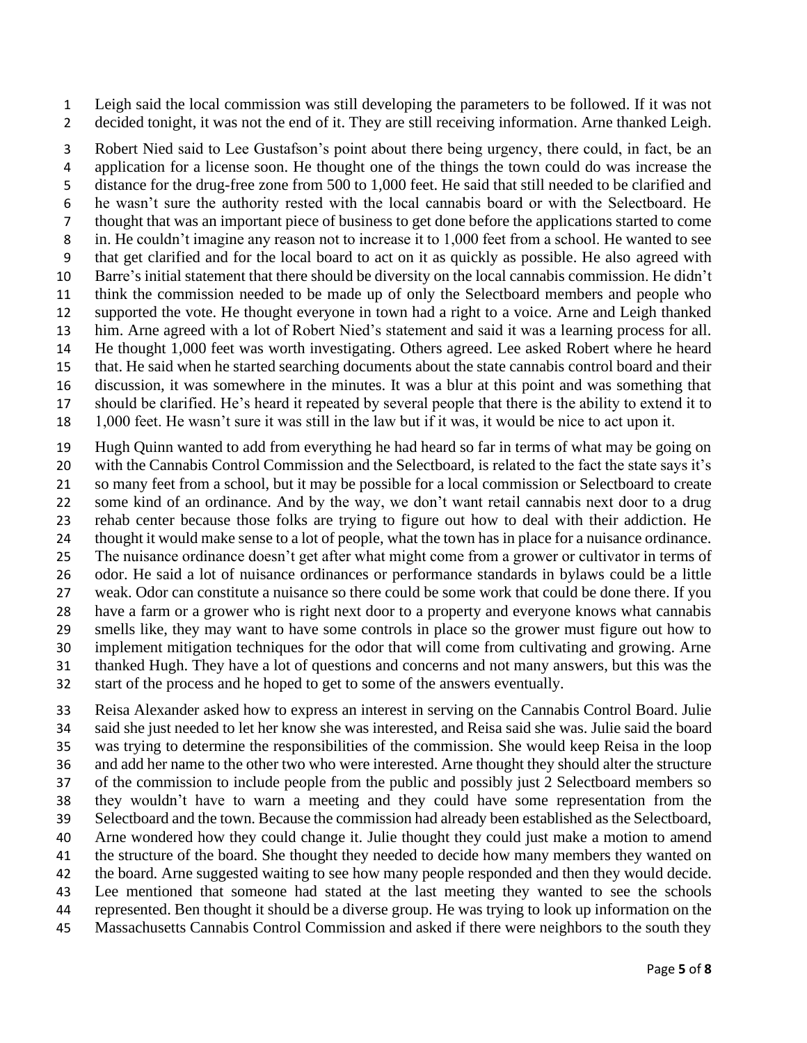Leigh said the local commission was still developing the parameters to be followed. If it was not decided tonight, it was not the end of it. They are still receiving information. Arne thanked Leigh.

Robert Nied said to Lee Gustafson's point about there being urgency, there could, in fact, be an application for a license soon. He thought one of the things the town could do was increase the distance for the drug-free zone from 500 to 1,000 feet. He said that still needed to be clarified and he wasn't sure the authority rested with the local cannabis board or with the Selectboard. He thought that was an important piece of business to get done before the applications started to come in. He couldn't imagine any reason not to increase it to 1,000 feet from a school. He wanted to see that get clarified and for the local board to act on it as quickly as possible. He also agreed with Barre's initial statement that there should be diversity on the local cannabis commission. He didn't think the commission needed to be made up of only the Selectboard members and people who supported the vote. He thought everyone in town had a right to a voice. Arne and Leigh thanked him. Arne agreed with a lot of Robert Nied's statement and said it was a learning process for all. He thought 1,000 feet was worth investigating. Others agreed. Lee asked Robert where he heard that. He said when he started searching documents about the state cannabis control board and their discussion, it was somewhere in the minutes. It was a blur at this point and was something that should be clarified. He's heard it repeated by several people that there is the ability to extend it to 1,000 feet. He wasn't sure it was still in the law but if it was, it would be nice to act upon it.

Hugh Quinn wanted to add from everything he had heard so far in terms of what may be going on with the Cannabis Control Commission and the Selectboard, is related to the fact the state says it's so many feet from a school, but it may be possible for a local commission or Selectboard to create some kind of an ordinance. And by the way, we don't want retail cannabis next door to a drug rehab center because those folks are trying to figure out how to deal with their addiction. He thought it would make sense to a lot of people, what the town has in place for a nuisance ordinance. The nuisance ordinance doesn't get after what might come from a grower or cultivator in terms of odor. He said a lot of nuisance ordinances or performance standards in bylaws could be a little weak. Odor can constitute a nuisance so there could be some work that could be done there. If you have a farm or a grower who is right next door to a property and everyone knows what cannabis smells like, they may want to have some controls in place so the grower must figure out how to implement mitigation techniques for the odor that will come from cultivating and growing. Arne thanked Hugh. They have a lot of questions and concerns and not many answers, but this was the start of the process and he hoped to get to some of the answers eventually.

Reisa Alexander asked how to express an interest in serving on the Cannabis Control Board. Julie said she just needed to let her know she was interested, and Reisa said she was. Julie said the board was trying to determine the responsibilities of the commission. She would keep Reisa in the loop and add her name to the other two who were interested. Arne thought they should alter the structure of the commission to include people from the public and possibly just 2 Selectboard members so they wouldn't have to warn a meeting and they could have some representation from the Selectboard and the town. Because the commission had already been established as the Selectboard, Arne wondered how they could change it. Julie thought they could just make a motion to amend the structure of the board. She thought they needed to decide how many members they wanted on the board. Arne suggested waiting to see how many people responded and then they would decide. Lee mentioned that someone had stated at the last meeting they wanted to see the schools represented. Ben thought it should be a diverse group. He was trying to look up information on the Massachusetts Cannabis Control Commission and asked if there were neighbors to the south they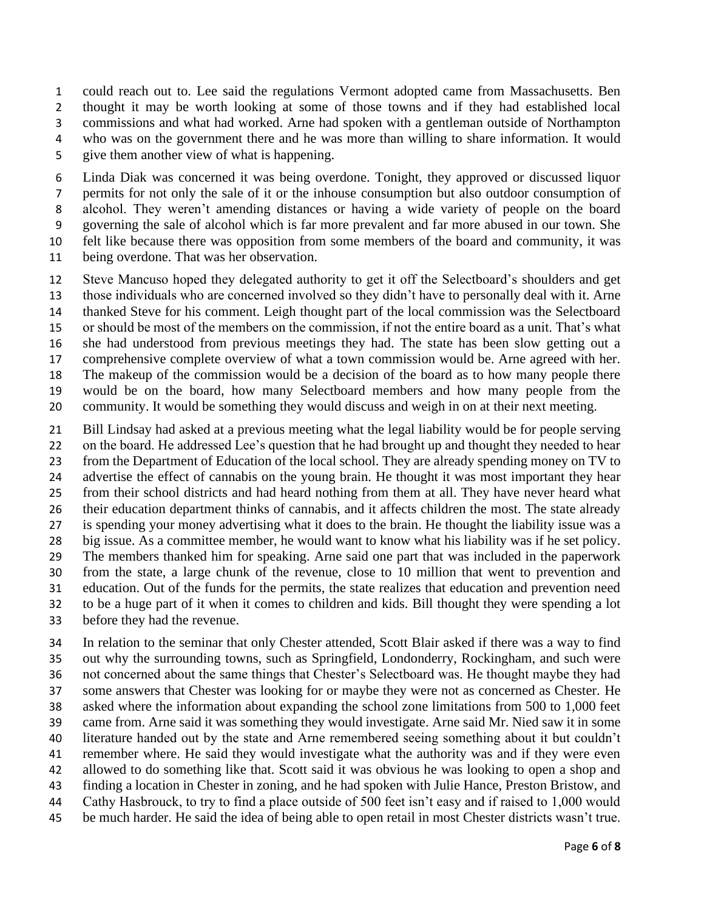could reach out to. Lee said the regulations Vermont adopted came from Massachusetts. Ben thought it may be worth looking at some of those towns and if they had established local commissions and what had worked. Arne had spoken with a gentleman outside of Northampton who was on the government there and he was more than willing to share information. It would give them another view of what is happening.

Linda Diak was concerned it was being overdone. Tonight, they approved or discussed liquor permits for not only the sale of it or the inhouse consumption but also outdoor consumption of alcohol. They weren't amending distances or having a wide variety of people on the board governing the sale of alcohol which is far more prevalent and far more abused in our town. She felt like because there was opposition from some members of the board and community, it was being overdone. That was her observation.

Steve Mancuso hoped they delegated authority to get it off the Selectboard's shoulders and get those individuals who are concerned involved so they didn't have to personally deal with it. Arne thanked Steve for his comment. Leigh thought part of the local commission was the Selectboard or should be most of the members on the commission, if not the entire board as a unit. That's what she had understood from previous meetings they had. The state has been slow getting out a comprehensive complete overview of what a town commission would be. Arne agreed with her. The makeup of the commission would be a decision of the board as to how many people there would be on the board, how many Selectboard members and how many people from the community. It would be something they would discuss and weigh in on at their next meeting.

Bill Lindsay had asked at a previous meeting what the legal liability would be for people serving on the board. He addressed Lee's question that he had brought up and thought they needed to hear from the Department of Education of the local school. They are already spending money on TV to advertise the effect of cannabis on the young brain. He thought it was most important they hear from their school districts and had heard nothing from them at all. They have never heard what their education department thinks of cannabis, and it affects children the most. The state already is spending your money advertising what it does to the brain. He thought the liability issue was a big issue. As a committee member, he would want to know what his liability was if he set policy. The members thanked him for speaking. Arne said one part that was included in the paperwork from the state, a large chunk of the revenue, close to 10 million that went to prevention and education. Out of the funds for the permits, the state realizes that education and prevention need to be a huge part of it when it comes to children and kids. Bill thought they were spending a lot before they had the revenue.

In relation to the seminar that only Chester attended, Scott Blair asked if there was a way to find out why the surrounding towns, such as Springfield, Londonderry, Rockingham, and such were not concerned about the same things that Chester's Selectboard was. He thought maybe they had some answers that Chester was looking for or maybe they were not as concerned as Chester. He asked where the information about expanding the school zone limitations from 500 to 1,000 feet came from. Arne said it was something they would investigate. Arne said Mr. Nied saw it in some literature handed out by the state and Arne remembered seeing something about it but couldn't remember where. He said they would investigate what the authority was and if they were even allowed to do something like that. Scott said it was obvious he was looking to open a shop and finding a location in Chester in zoning, and he had spoken with Julie Hance, Preston Bristow, and Cathy Hasbrouck, to try to find a place outside of 500 feet isn't easy and if raised to 1,000 would be much harder. He said the idea of being able to open retail in most Chester districts wasn't true.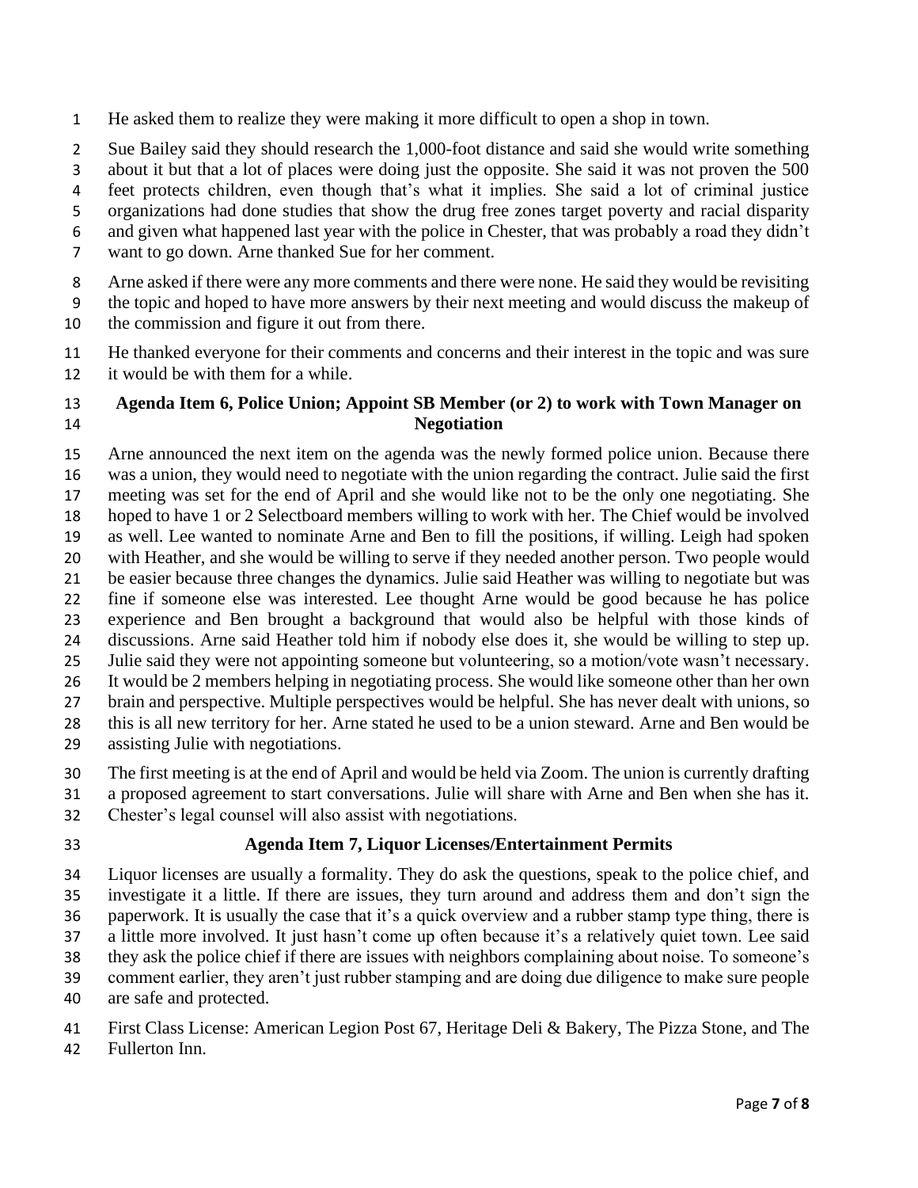He asked them to realize they were making it more difficult to open a shop in town.

Sue Bailey said they should research the 1,000-foot distance and said she would write something about it but that a lot of places were doing just the opposite. She said it was not proven the 500 feet protects children, even though that's what it implies. She said a lot of criminal justice organizations had done studies that show the drug free zones target poverty and racial disparity and given what happened last year with the police in Chester, that was probably a road they didn't want to go down. Arne thanked Sue for her comment.

Arne asked if there were any more comments and there were none. He said they would be revisiting the topic and hoped to have more answers by their next meeting and would discuss the makeup of the commission and figure it out from there.

He thanked everyone for their comments and concerns and their interest in the topic and was sure it would be with them for a while.

**Agenda Item 6, Police Union; Appoint SB Member (or 2) to work with Town Manager on Negotiation**

Arne announced the next item on the agenda was the newly formed police union. Because there was a union, they would need to negotiate with the union regarding the contract. Julie said the first meeting was set for the end of April and she would like not to be the only one negotiating. She hoped to have 1 or 2 Selectboard members willing to work with her. The Chief would be involved as well. Lee wanted to nominate Arne and Ben to fill the positions, if willing. Leigh had spoken with Heather, and she would be willing to serve if they needed another person. Two people would be easier because three changes the dynamics. Julie said Heather was willing to negotiate but was fine if someone else was interested. Lee thought Arne would be good because he has police experience and Ben brought a background that would also be helpful with those kinds of discussions. Arne said Heather told him if nobody else does it, she would be willing to step up. Julie said they were not appointing someone but volunteering, so a motion/vote wasn't necessary. It would be 2 members helping in negotiating process. She would like someone other than her own brain and perspective. Multiple perspectives would be helpful. She has never dealt with unions, so this is all new territory for her. Arne stated he used to be a union steward. Arne and Ben would be assisting Julie with negotiations.

The first meeting is at the end of April and would be held via Zoom. The union is currently drafting a proposed agreement to start conversations. Julie will share with Arne and Ben when she has it. Chester's legal counsel will also assist with negotiations.

**Agenda Item 7, Liquor Licenses/Entertainment Permits**

Liquor licenses are usually a formality. They do ask the questions, speak to the police chief, and investigate it a little. If there are issues, they turn around and address them and don't sign the paperwork. It is usually the case that it's a quick overview and a rubber stamp type thing, there is a little more involved. It just hasn't come up often because it's a relatively quiet town. Lee said they ask the police chief if there are issues with neighbors complaining about noise. To someone's comment earlier, they aren't just rubber stamping and are doing due diligence to make sure people are safe and protected.

First Class License: American Legion Post 67, Heritage Deli & Bakery, The Pizza Stone, and The Fullerton Inn.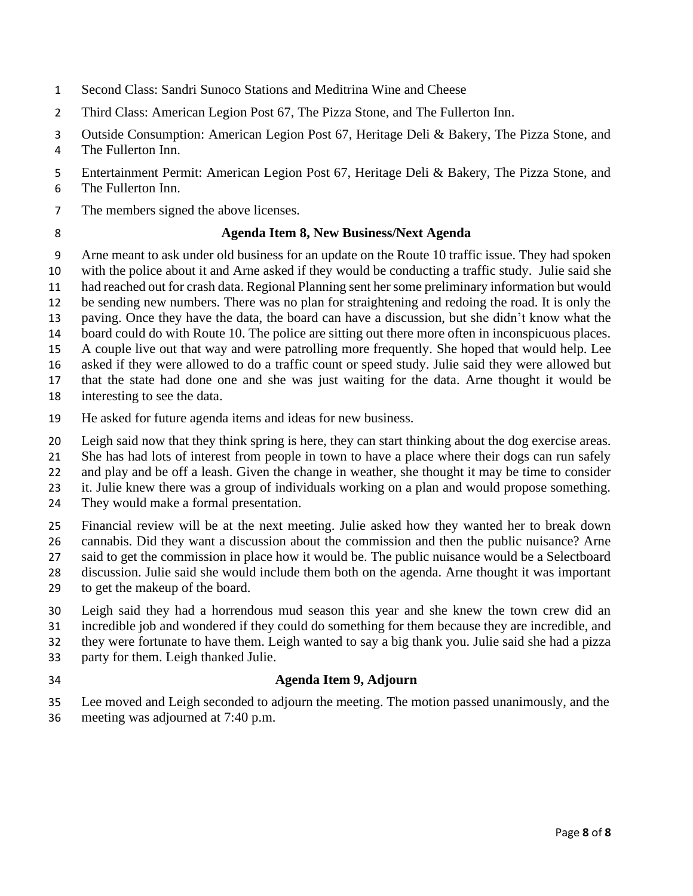Second Class: Sandri Sunoco Stations and Meditrina Wine and Cheese

Third Class: American Legion Post 67, The Pizza Stone, and The Fullerton Inn.

Outside Consumption: American Legion Post 67, Heritage Deli & Bakery, The Pizza Stone, and The Fullerton Inn.

Entertainment Permit: American Legion Post 67, Heritage Deli & Bakery, The Pizza Stone, and The Fullerton Inn.

The members signed the above licenses.

## Agenda Item 8, New Business/Next Agenda

Arne meant to ask under old business for an update on the Route 10 traffic issue. They had spoken with the police about it and Arne asked if they would be conducting a traffic study. Julie said she had reached out for crash data. Regional Planning sent her some preliminary information but would be sending new numbers. There was no plan for straightening and redoing the road. It is only the paving. Once they have the data, the board can have a discussion, but she didn't know what the board could do with Route 10. The police are sitting out there more often in inconspicuous places. A couple live out that way and were patrolling more frequently. She hoped that would help. Lee asked if they were allowed to do a traffic count or speed study. Julie said they were allowed but that the state had done one and she was just waiting for the data. Arne thought it would be interesting to see the data.

He asked for future agenda items and ideas for new business.

Leigh said now that they think spring is here, they can start thinking about the dog exercise areas. She has had lots of interest from people in town to have a place where their dogs can run safely and play and be off a leash. Given the change in weather, she thought it may be time to consider it. Julie knew there was a group of individuals working on a plan and would propose something. They would make a formal presentation.

Financial review will be at the next meeting. Julie asked how they wanted her to break down cannabis. Did they want a discussion about the commission and then the public nuisance? Arne said to get the commission in place how it would be. The public nuisance would be a Selectboard discussion. Julie said she would include them both on the agenda. Arne thought it was important to get the makeup of the board.

Leigh said they had a horrendous mud season this year and she knew the town crew did an incredible job and wondered if they could do something for them because they are incredible, and they were fortunate to have them. Leigh wanted to say a big thank you. Julie said she had a pizza party for them. Leigh thanked Julie.

## Agenda Item 9, Adjourn

Lee moved and Leigh seconded to adjourn the meeting. The motion passed unanimously, and the meeting was adjourned at 7:40 p.m.